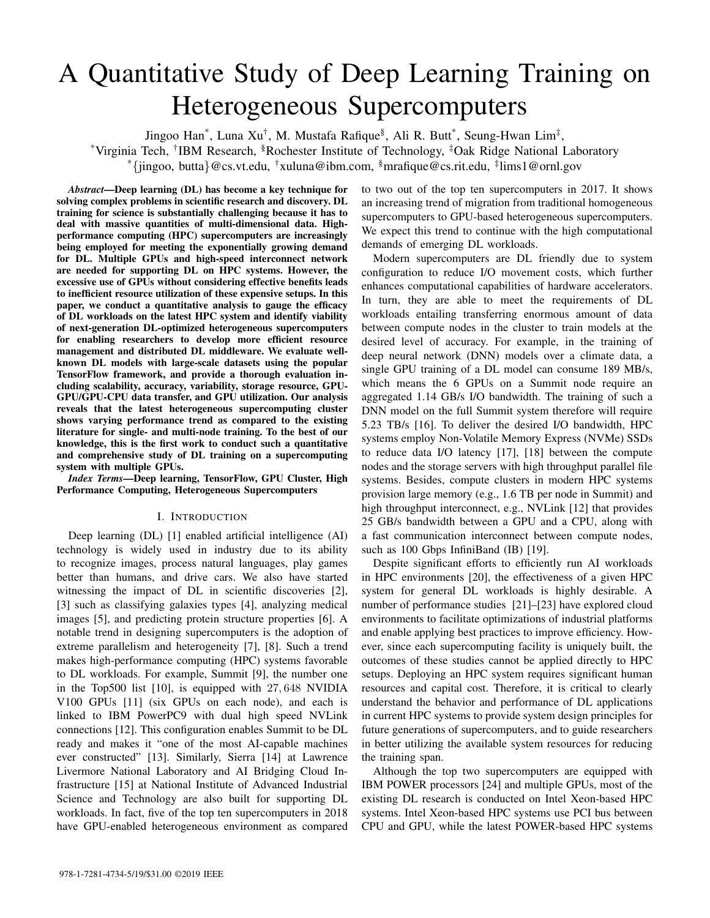# A Quantitative Study of Deep Learning Training on Heterogeneous Supercomputers

Jingoo Han[*], Luna Xu[†], M. Mustafa Rafique[§], Ali R. Butt[*], Seung-Hwan Lim[‡],

[*]Virginia Tech, [†]IBM Research, [§]Rochester Institute of Technology, [‡]Oak Ridge National Laboratory

[*]{jingoo, butta}@cs.vt.edu, [†]xuluna@ibm.com, [§]mrafique@cs.rit.edu, [‡]lims1@ornl.gov

***Abstract*—Deep learning (DL) has become a key technique for solving complex problems in scientific research and discovery. DL training for science is substantially challenging because it has to deal with massive quantities of multi-dimensional data. High-performance computing (HPC) supercomputers are increasingly being employed for meeting the exponentially growing demand for DL. Multiple GPUs and high-speed interconnect network are needed for supporting DL on HPC systems. However, the excessive use of GPUs without considering effective benefits leads to inefficient resource utilization of these expensive setups. In this paper, we conduct a quantitative analysis to gauge the efficacy of DL workloads on the latest HPC system and identify viability of next-generation DL-optimized heterogeneous supercomputers for enabling researchers to develop more efficient resource management and distributed DL middleware. We evaluate well-known DL models with large-scale datasets using the popular TensorFlow framework, and provide a thorough evaluation including scalability, accuracy, variability, storage resource, GPU-GPU/GPU-CPU data transfer, and GPU utilization. Our analysis reveals that the latest heterogeneous supercomputing cluster shows varying performance trend as compared to the existing literature for single- and multi-node training. To the best of our knowledge, this is the first work to conduct such a quantitative and comprehensive study of DL training on a supercomputing system with multiple GPUs.**

***Index Terms*—Deep learning, TensorFlow, GPU Cluster, High Performance Computing, Heterogeneous Supercomputers**

## I. Introduction

Deep learning (DL) [1] enabled artificial intelligence (AI) technology is widely used in industry due to its ability to recognize images, process natural languages, play games better than humans, and drive cars. We also have started witnessing the impact of DL in scientific discoveries [2], [3] such as classifying galaxies types [4], analyzing medical images [5], and predicting protein structure properties [6]. A notable trend in designing supercomputers is the adoption of extreme parallelism and heterogeneity [7], [8]. Such a trend makes high-performance computing (HPC) systems favorable to DL workloads. For example, Summit [9], the number one in the Top500 list [10], is equipped with 27,648 NVIDIA V100 GPUs [11] (six GPUs on each node), and each is linked to IBM PowerPC9 with dual high speed NVLink connections [12]. This configuration enables Summit to be DL ready and makes it "one of the most AI-capable machines ever constructed" [13]. Similarly, Sierra [14] at Lawrence Livermore National Laboratory and AI Bridging Cloud Infrastructure [15] at National Institute of Advanced Industrial Science and Technology are also built for supporting DL workloads. In fact, five of the top ten supercomputers in 2018 have GPU-enabled heterogeneous environment as compared to two out of the top ten supercomputers in 2017. It shows an increasing trend of migration from traditional homogeneous supercomputers to GPU-based heterogeneous supercomputers. We expect this trend to continue with the high computational demands of emerging DL workloads.

Modern supercomputers are DL friendly due to system configuration to reduce I/O movement costs, which further enhances computational capabilities of hardware accelerators. In turn, they are able to meet the requirements of DL workloads entailing transferring enormous amount of data between compute nodes in the cluster to train models at the desired level of accuracy. For example, in the training of deep neural network (DNN) models over a climate data, a single GPU training of a DL model can consume 189 MB/s, which means the 6 GPUs on a Summit node require an aggregated 1.14 GB/s I/O bandwidth. The training of such a DNN model on the full Summit system therefore will require 5.23 TB/s [16]. To deliver the desired I/O bandwidth, HPC systems employ Non-Volatile Memory Express (NVMe) SSDs to reduce data I/O latency [17], [18] between the compute nodes and the storage servers with high throughput parallel file systems. Besides, compute clusters in modern HPC systems provision large memory (e.g., 1.6 TB per node in Summit) and high throughput interconnect, e.g., NVLink [12] that provides 25 GB/s bandwidth between a GPU and a CPU, along with a fast communication interconnect between compute nodes, such as 100 Gbps InfiniBand (IB) [19].

Despite significant efforts to efficiently run AI workloads in HPC environments [20], the effectiveness of a given HPC system for general DL workloads is highly desirable. A number of performance studies [21]–[23] have explored cloud environments to facilitate optimizations of industrial platforms and enable applying best practices to improve efficiency. However, since each supercomputing facility is uniquely built, the outcomes of these studies cannot be applied directly to HPC setups. Deploying an HPC system requires significant human resources and capital cost. Therefore, it is critical to clearly understand the behavior and performance of DL applications in current HPC systems to provide system design principles for future generations of supercomputers, and to guide researchers in better utilizing the available system resources for reducing the training span.

Although the top two supercomputers are equipped with IBM POWER processors [24] and multiple GPUs, most of the existing DL research is conducted on Intel Xeon-based HPC systems. Intel Xeon-based HPC systems use PCI bus between CPU and GPU, while the latest POWER-based HPC systems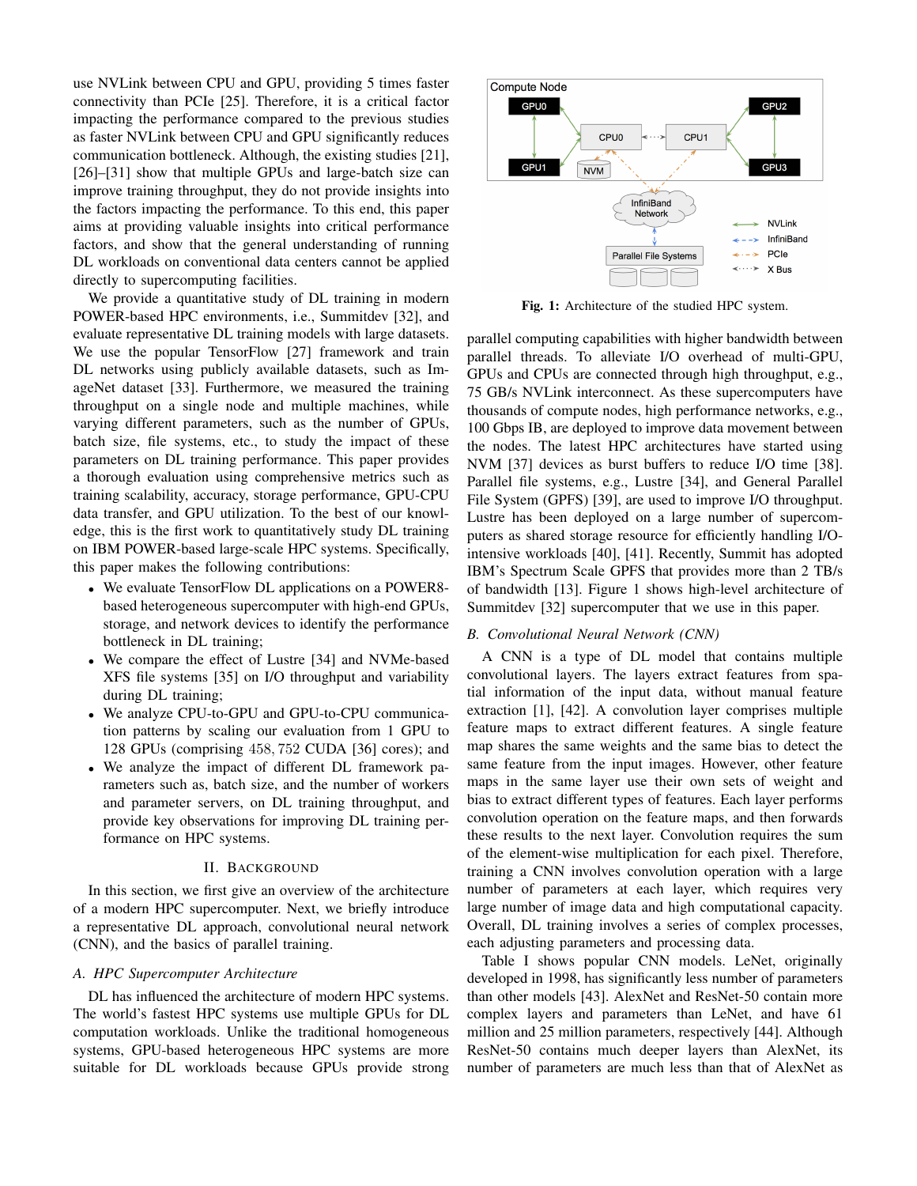use NVLink between CPU and GPU, providing 5 times faster connectivity than PCIe [25]. Therefore, it is a critical factor impacting the performance compared to the previous studies as faster NVLink between CPU and GPU significantly reduces communication bottleneck. Although, the existing studies [21], [26]–[31] show that multiple GPUs and large-batch size can improve training throughput, they do not provide insights into the factors impacting the performance. To this end, this paper aims at providing valuable insights into critical performance factors, and show that the general understanding of running DL workloads on conventional data centers cannot be applied directly to supercomputing facilities.

We provide a quantitative study of DL training in modern POWER-based HPC environments, i.e., Summitdev [32], and evaluate representative DL training models with large datasets. We use the popular TensorFlow [27] framework and train DL networks using publicly available datasets, such as ImageNet dataset [33]. Furthermore, we measured the training throughput on a single node and multiple machines, while varying different parameters, such as the number of GPUs, batch size, file systems, etc., to study the impact of these parameters on DL training performance. This paper provides a thorough evaluation using comprehensive metrics such as training scalability, accuracy, storage performance, GPU-CPU data transfer, and GPU utilization. To the best of our knowledge, this is the first work to quantitatively study DL training on IBM POWER-based large-scale HPC systems. Specifically, this paper makes the following contributions:

- We evaluate TensorFlow DL applications on a POWER8-based heterogeneous supercomputer with high-end GPUs, storage, and network devices to identify the performance bottleneck in DL training;
- We compare the effect of Lustre [34] and NVMe-based XFS file systems [35] on I/O throughput and variability during DL training;
- We analyze CPU-to-GPU and GPU-to-CPU communication patterns by scaling our evaluation from 1 GPU to 128 GPUs (comprising $458,752$ CUDA [36] cores); and
- We analyze the impact of different DL framework parameters such as, batch size, and the number of workers and parameter servers, on DL training throughput, and provide key observations for improving DL training performance on HPC systems.

## II. Background

In this section, we first give an overview of the architecture of a modern HPC supercomputer. Next, we briefly introduce a representative DL approach, convolutional neural network (CNN), and the basics of parallel training.

### A. HPC Supercomputer Architecture

DL has influenced the architecture of modern HPC systems. The world's fastest HPC systems use multiple GPUs for DL computation workloads. Unlike the traditional homogeneous systems, GPU-based heterogeneous HPC systems are more suitable for DL workloads because GPUs provide strong parallel computing capabilities with higher bandwidth between parallel threads. To alleviate I/O overhead of multi-GPU, GPUs and CPUs are connected through high throughput, e.g., 75 GB/s NVLink interconnect. As these supercomputers have thousands of compute nodes, high performance networks, e.g., 100 Gbps IB, are deployed to improve data movement between the nodes. The latest HPC architectures have started using NVM [37] devices as burst buffers to reduce I/O time [38]. Parallel file systems, e.g., Lustre [34], and General Parallel File System (GPFS) [39], are used to improve I/O throughput. Lustre has been deployed on a large number of supercomputers as shared storage resource for efficiently handling I/O-intensive workloads [40], [41]. Recently, Summit has adopted IBM's Spectrum Scale GPFS that provides more than 2 TB/s of bandwidth [13]. Figure 1 shows high-level architecture of Summitdev [32] supercomputer that we use in this paper.

**Fig. 1:** Architecture of the studied HPC system.

### B. Convolutional Neural Network (CNN)

A CNN is a type of DL model that contains multiple convolutional layers. The layers extract features from spatial information of the input data, without manual feature extraction [1], [42]. A convolution layer comprises multiple feature maps to extract different features. A single feature map shares the same weights and the same bias to detect the same feature from the input images. However, other feature maps in the same layer use their own sets of weight and bias to extract different types of features. Each layer performs convolution operation on the feature maps, and then forwards these results to the next layer. Convolution requires the sum of the element-wise multiplication for each pixel. Therefore, training a CNN involves convolution operation with a large number of parameters at each layer, which requires very large number of image data and high computational capacity. Overall, DL training involves a series of complex processes, each adjusting parameters and processing data.

Table I shows popular CNN models. LeNet, originally developed in 1998, has significantly less number of parameters than other models [43]. AlexNet and ResNet-50 contain more complex layers and parameters than LeNet, and have 61 million and 25 million parameters, respectively [44]. Although ResNet-50 contains much deeper layers than AlexNet, its number of parameters are much less than that of AlexNet as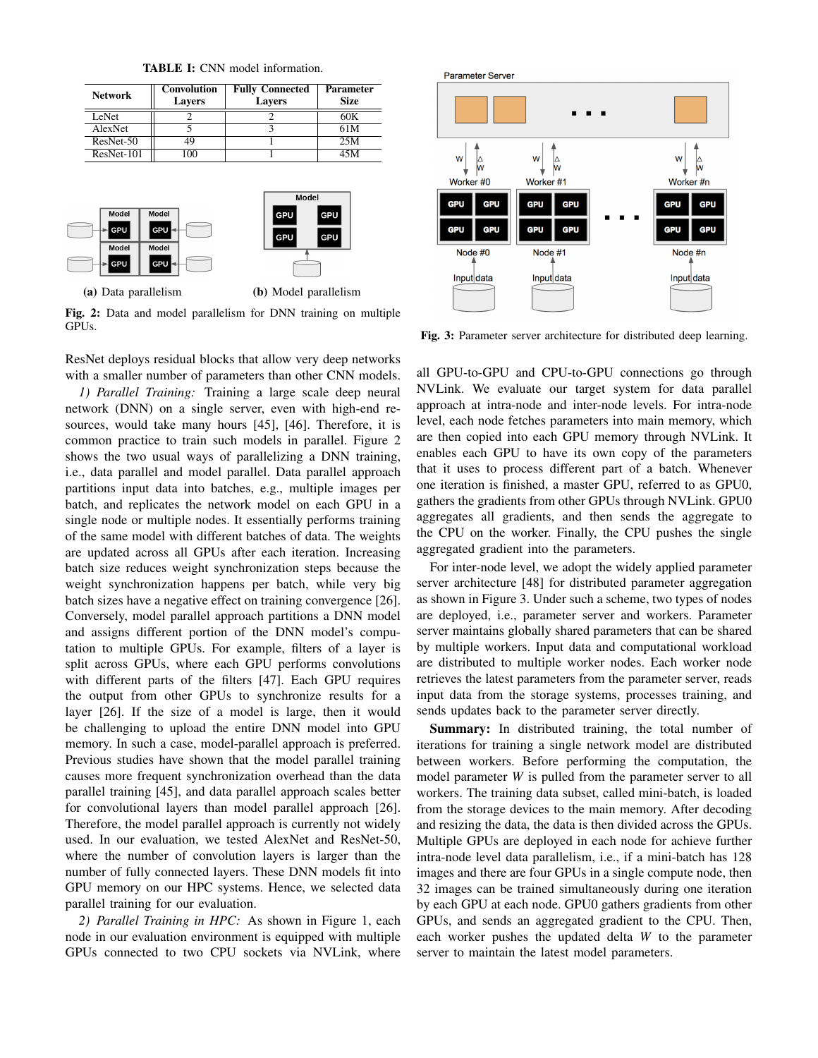TABLE I: CNN model information.

| Network | Convolution Layers | Fully Connected Layers | Parameter Size |
|---|---|---|---|
| LeNet | 2 | 2 | 60K |
| AlexNet | 5 | 3 | 61M |
| ResNet-50 | 49 | 1 | 25M |
| ResNet-101 | 100 | 1 | 45M |

(a) Data parallelism (b) Model parallelism

Fig. 2: Data and model parallelism for DNN training on multiple GPUs.

ResNet deploys residual blocks that allow very deep networks with a smaller number of parameters than other CNN models.

*1) Parallel Training:* Training a large scale deep neural network (DNN) on a single server, even with high-end resources, would take many hours [45], [46]. Therefore, it is common practice to train such models in parallel. Figure 2 shows the two usual ways of parallelizing a DNN training, i.e., data parallel and model parallel. Data parallel approach partitions input data into batches, e.g., multiple images per batch, and replicates the network model on each GPU in a single node or multiple nodes. It essentially performs training of the same model with different batches of data. The weights are updated across all GPUs after each iteration. Increasing batch size reduces weight synchronization steps because the weight synchronization happens per batch, while very big batch sizes have a negative effect on training convergence [26]. Conversely, model parallel approach partitions a DNN model and assigns different portion of the DNN model's computation to multiple GPUs. For example, filters of a layer is split across GPUs, where each GPU performs convolutions with different parts of the filters [47]. Each GPU requires the output from other GPUs to synchronize results for a layer [26]. If the size of a model is large, then it would be challenging to upload the entire DNN model into GPU memory. In such a case, model-parallel approach is preferred. Previous studies have shown that the model parallel training causes more frequent synchronization overhead than the data parallel training [45], and data parallel approach scales better for convolutional layers than model parallel approach [26]. Therefore, the model parallel approach is currently not widely used. In our evaluation, we tested AlexNet and ResNet-50, where the number of convolution layers is larger than the number of fully connected layers. These DNN models fit into GPU memory on our HPC systems. Hence, we selected data parallel training for our evaluation.

*2) Parallel Training in HPC:* As shown in Figure 1, each node in our evaluation environment is equipped with multiple GPUs connected to two CPU sockets via NVLink, where all GPU-to-GPU and CPU-to-GPU connections go through NVLink. We evaluate our target system for data parallel approach at intra-node and inter-node levels. For intra-node level, each node fetches parameters into main memory, which are then copied into each GPU memory through NVLink. It enables each GPU to have its own copy of the parameters that it uses to process different part of a batch. Whenever one iteration is finished, a master GPU, referred to as GPU0, gathers the gradients from other GPUs through NVLink. GPU0 aggregates all gradients, and then sends the aggregate to the CPU on the worker. Finally, the CPU pushes the single aggregated gradient into the parameters.

Fig. 3: Parameter server architecture for distributed deep learning.

For inter-node level, we adopt the widely applied parameter server architecture [48] for distributed parameter aggregation as shown in Figure 3. Under such a scheme, two types of nodes are deployed, i.e., parameter server and workers. Parameter server maintains globally shared parameters that can be shared by multiple workers. Input data and computational workload are distributed to multiple worker nodes. Each worker node retrieves the latest parameters from the parameter server, reads input data from the storage systems, processes training, and sends updates back to the parameter server directly.

**Summary:** In distributed training, the total number of iterations for training a single network model are distributed between workers. Before performing the computation, the model parameter $W$ is pulled from the parameter server to all workers. The training data subset, called mini-batch, is loaded from the storage devices to the main memory. After decoding and resizing the data, the data is then divided across the GPUs. Multiple GPUs are deployed in each node for achieve further intra-node level data parallelism, i.e., if a mini-batch has 128 images and there are four GPUs in a single compute node, then 32 images can be trained simultaneously during one iteration by each GPU at each node. GPU0 gathers gradients from other GPUs, and sends an aggregated gradient to the CPU. Then, each worker pushes the updated delta $W$ to the parameter server to maintain the latest model parameters.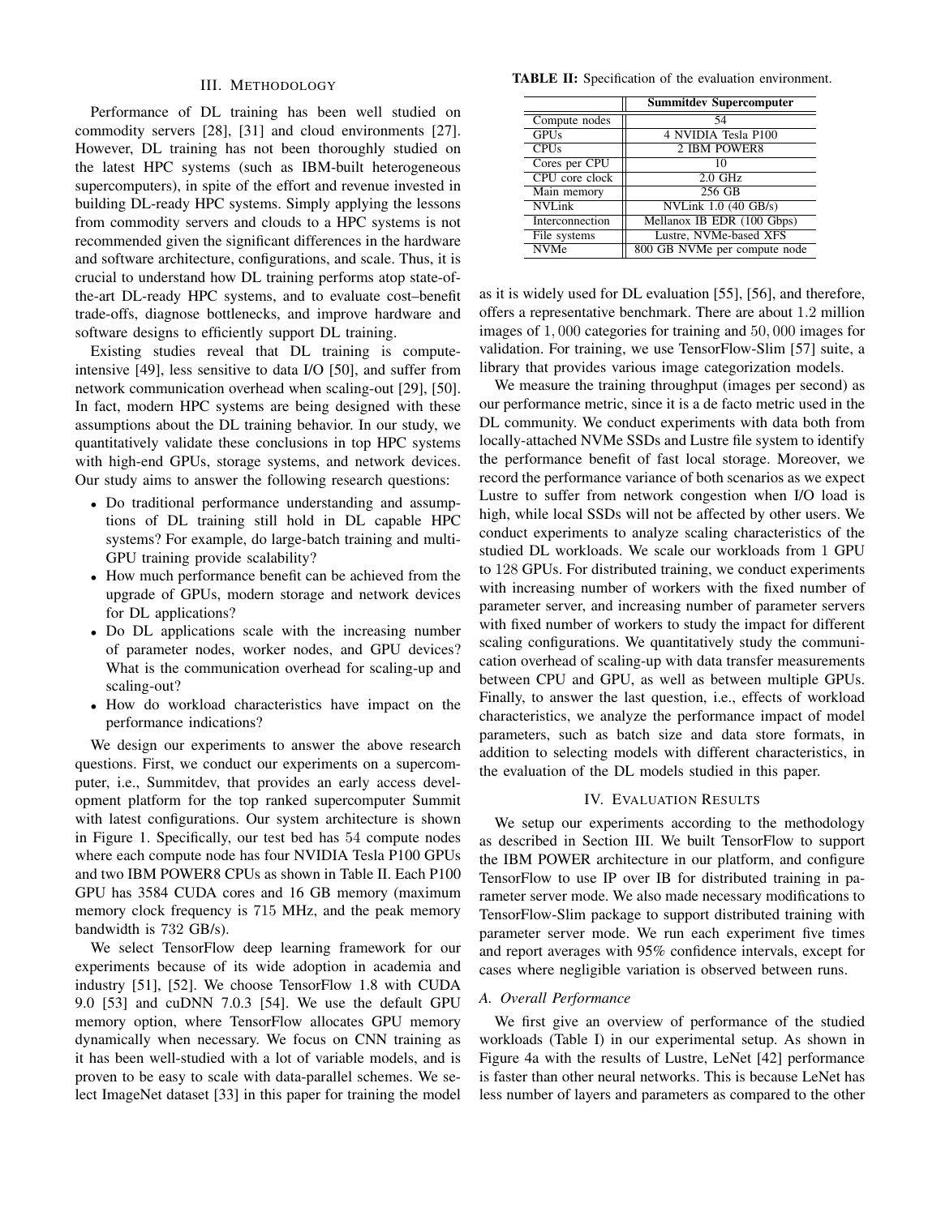## III. Methodology

Performance of DL training has been well studied on commodity servers [28], [31] and cloud environments [27]. However, DL training has not been thoroughly studied on the latest HPC systems (such as IBM-built heterogeneous supercomputers), in spite of the effort and revenue invested in building DL-ready HPC systems. Simply applying the lessons from commodity servers and clouds to a HPC systems is not recommended given the significant differences in the hardware and software architecture, configurations, and scale. Thus, it is crucial to understand how DL training performs atop state-of-the-art DL-ready HPC systems, and to evaluate cost–benefit trade-offs, diagnose bottlenecks, and improve hardware and software designs to efficiently support DL training.

Existing studies reveal that DL training is compute-intensive [49], less sensitive to data I/O [50], and suffer from network communication overhead when scaling-out [29], [50]. In fact, modern HPC systems are being designed with these assumptions about the DL training behavior. In our study, we quantitatively validate these conclusions in top HPC systems with high-end GPUs, storage systems, and network devices. Our study aims to answer the following research questions:

- Do traditional performance understanding and assumptions of DL training still hold in DL capable HPC systems? For example, do large-batch training and multi-GPU training provide scalability?
- How much performance benefit can be achieved from the upgrade of GPUs, modern storage and network devices for DL applications?
- Do DL applications scale with the increasing number of parameter nodes, worker nodes, and GPU devices? What is the communication overhead for scaling-up and scaling-out?
- How do workload characteristics have impact on the performance indications?

We design our experiments to answer the above research questions. First, we conduct our experiments on a supercomputer, i.e., Summitdev, that provides an early access development platform for the top ranked supercomputer Summit with latest configurations. Our system architecture is shown in Figure 1. Specifically, our test bed has 54 compute nodes where each compute node has four NVIDIA Tesla P100 GPUs and two IBM POWER8 CPUs as shown in Table II. Each P100 GPU has 3584 CUDA cores and 16 GB memory (maximum memory clock frequency is 715 MHz, and the peak memory bandwidth is 732 GB/s).

We select TensorFlow deep learning framework for our experiments because of its wide adoption in academia and industry [51], [52]. We choose TensorFlow 1.8 with CUDA 9.0 [53] and cuDNN 7.0.3 [54]. We use the default GPU memory option, where TensorFlow allocates GPU memory dynamically when necessary. We focus on CNN training as it has been well-studied with a lot of variable models, and is proven to be easy to scale with data-parallel schemes. We select ImageNet dataset [33] in this paper for training the model as it is widely used for DL evaluation [55], [56], and therefore, offers a representative benchmark. There are about 1.2 million images of 1,000 categories for training and 50,000 images for validation. For training, we use TensorFlow-Slim [57] suite, a library that provides various image categorization models.

**TABLE II:** Specification of the evaluation environment.

| | **Summitdev Supercomputer** |
|---|---|
| Compute nodes | 54 |
| GPUs | 4 NVIDIA Tesla P100 |
| CPUs | 2 IBM POWER8 |
| Cores per CPU | 10 |
| CPU core clock | 2.0 GHz |
| Main memory | 256 GB |
| NVLink | NVLink 1.0 (40 GB/s) |
| Interconnection | Mellanox IB EDR (100 Gbps) |
| File systems | Lustre, NVMe-based XFS |
| NVMe | 800 GB NVMe per compute node |

We measure the training throughput (images per second) as our performance metric, since it is a de facto metric used in the DL community. We conduct experiments with data both from locally-attached NVMe SSDs and Lustre file system to identify the performance benefit of fast local storage. Moreover, we record the performance variance of both scenarios as we expect Lustre to suffer from network congestion when I/O load is high, while local SSDs will not be affected by other users. We conduct experiments to analyze scaling characteristics of the studied DL workloads. We scale our workloads from 1 GPU to 128 GPUs. For distributed training, we conduct experiments with increasing number of workers with the fixed number of parameter server, and increasing number of parameter servers with fixed number of workers to study the impact for different scaling configurations. We quantitatively study the communication overhead of scaling-up with data transfer measurements between CPU and GPU, as well as between multiple GPUs. Finally, to answer the last question, i.e., effects of workload characteristics, we analyze the performance impact of model parameters, such as batch size and data store formats, in addition to selecting models with different characteristics, in the evaluation of the DL models studied in this paper.

## IV. Evaluation Results

We setup our experiments according to the methodology as described in Section III. We built TensorFlow to support the IBM POWER architecture in our platform, and configure TensorFlow to use IP over IB for distributed training in parameter server mode. We also made necessary modifications to TensorFlow-Slim package to support distributed training with parameter server mode. We run each experiment five times and report averages with 95% confidence intervals, except for cases where negligible variation is observed between runs.

### *A. Overall Performance*

We first give an overview of performance of the studied workloads (Table I) in our experimental setup. As shown in Figure 4a with the results of Lustre, LeNet [42] performance is faster than other neural networks. This is because LeNet has less number of layers and parameters as compared to the other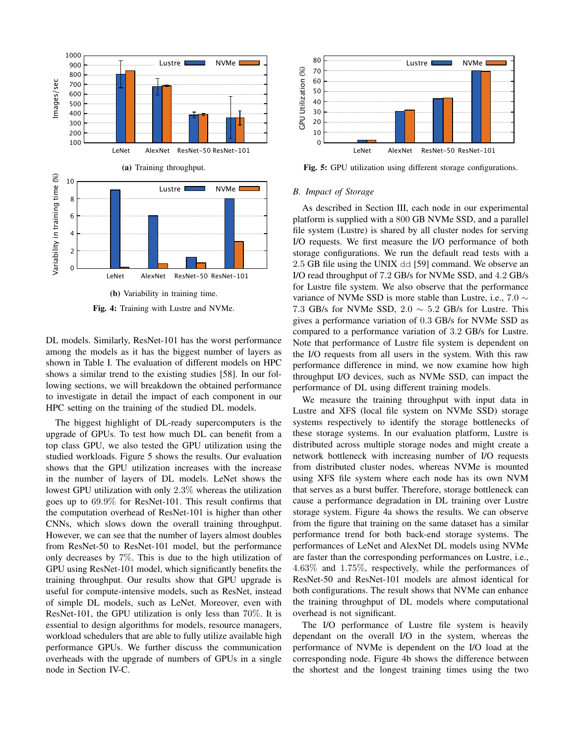(a) Training throughput.

(b) Variability in training time.

**Fig. 4:** Training with Lustre and NVMe.

DL models. Similarly, ResNet-101 has the worst performance among the models as it has the biggest number of layers as shown in Table I. The evaluation of different models on HPC shows a similar trend to the existing studies [58]. In our following sections, we will breakdown the obtained performance to investigate in detail the impact of each component in our HPC setting on the training of the studied DL models.

The biggest highlight of DL-ready supercomputers is the upgrade of GPUs. To test how much DL can benefit from a top class GPU, we also tested the GPU utilization using the studied workloads. Figure 5 shows the results. Our evaluation shows that the GPU utilization increases with the increase in the number of layers of DL models. LeNet shows the lowest GPU utilization with only $2.3\%$ whereas the utilization goes up to $69.9\%$ for ResNet-101. This result confirms that the computation overhead of ResNet-101 is higher than other CNNs, which slows down the overall training throughput. However, we can see that the number of layers almost doubles from ResNet-50 to ResNet-101 model, but the performance only decreases by $7\%$. This is due to the high utilization of GPU using ResNet-101 model, which significantly benefits the training throughput. Our results show that GPU upgrade is useful for compute-intensive models, such as ResNet, instead of simple DL models, such as LeNet. Moreover, even with ResNet-101, the GPU utilization is only less than $70\%$. It is essential to design algorithms for models, resource managers, workload schedulers that are able to fully utilize available high performance GPUs. We further discuss the communication overheads with the upgrade of numbers of GPUs in a single node in Section IV-C.

**Fig. 5:** GPU utilization using different storage configurations.

### *B. Impact of Storage*

As described in Section III, each node in our experimental platform is supplied with a $800$ GB NVMe SSD, and a parallel file system (Lustre) is shared by all cluster nodes for serving I/O requests. We first measure the I/O performance of both storage configurations. We run the default read tests with a $2.5$ GB file using the UNIX `dd` [59] command. We observe an I/O read throughput of $7.2$ GB/s for NVMe SSD, and $4.2$ GB/s for Lustre file system. We also observe that the performance variance of NVMe SSD is more stable than Lustre, i.e., $7.0 \sim 7.3$ GB/s for NVMe SSD, $2.0 \sim 5.2$ GB/s for Lustre. This gives a performance variation of $0.3$ GB/s for NVMe SSD as compared to a performance variation of $3.2$ GB/s for Lustre. Note that performance of Lustre file system is dependent on the I/O requests from all users in the system. With this raw performance difference in mind, we now examine how high throughput I/O devices, such as NVMe SSD, can impact the performance of DL using different training models.

We measure the training throughput with input data in Lustre and XFS (local file system on NVMe SSD) storage systems respectively to identify the storage bottlenecks of these storage systems. In our evaluation platform, Lustre is distributed across multiple storage nodes and might create a network bottleneck with increasing number of I/O requests from distributed cluster nodes, whereas NVMe is mounted using XFS file system where each node has its own NVM that serves as a burst buffer. Therefore, storage bottleneck can cause a performance degradation in DL training over Lustre storage system. Figure 4a shows the results. We can observe from the figure that training on the same dataset has a similar performance trend for both back-end storage systems. The performances of LeNet and AlexNet DL models using NVMe are faster than the corresponding performances on Lustre, i.e., $4.63\%$ and $1.75\%$, respectively, while the performances of ResNet-50 and ResNet-101 models are almost identical for both configurations. The result shows that NVMe can enhance the training throughput of DL models where computational overhead is not significant.

The I/O performance of Lustre file system is heavily dependant on the overall I/O in the system, whereas the performance of NVMe is dependent on the I/O load at the corresponding node. Figure 4b shows the difference between the shortest and the longest training times using the two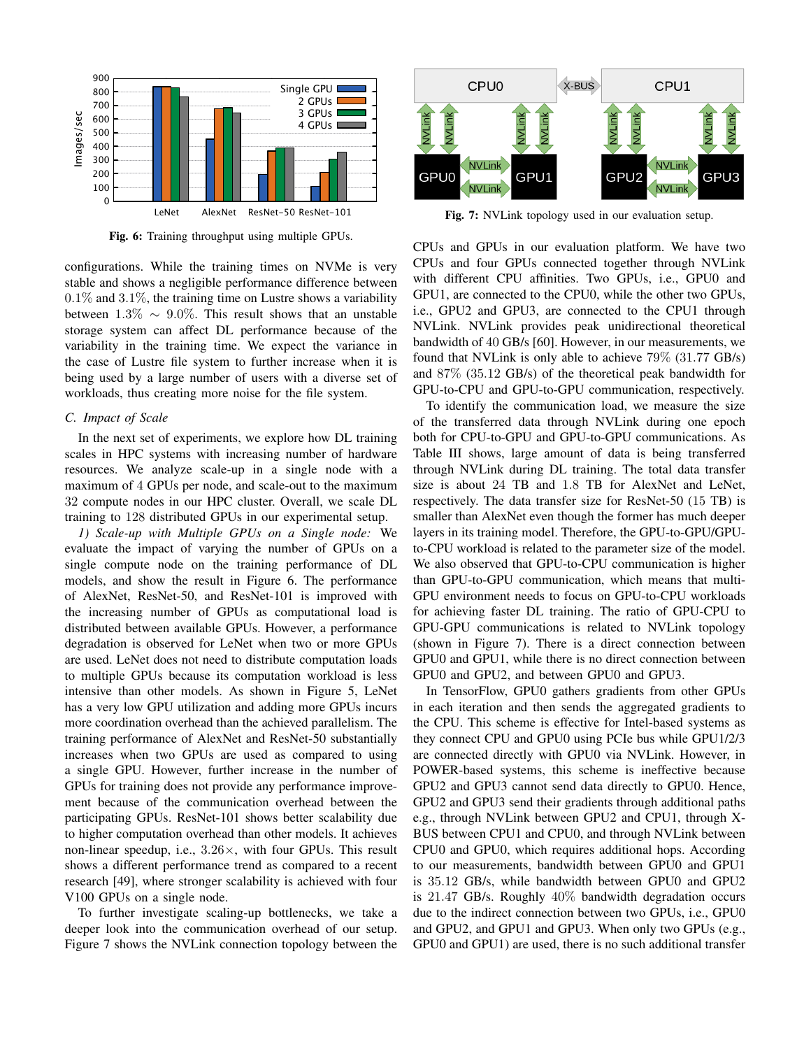Fig. 6: Training throughput using multiple GPUs.

Fig. 7: NVLink topology used in our evaluation setup.

configurations. While the training times on NVMe is very stable and shows a negligible performance difference between $0.1\%$ and $3.1\%$, the training time on Lustre shows a variability between $1.3\% \sim 9.0\%$. This result shows that an unstable storage system can affect DL performance because of the variability in the training time. We expect the variance in the case of Lustre file system to further increase when it is being used by a large number of users with a diverse set of workloads, thus creating more noise for the file system.

### C. Impact of Scale

In the next set of experiments, we explore how DL training scales in HPC systems with increasing number of hardware resources. We analyze scale-up in a single node with a maximum of 4 GPUs per node, and scale-out to the maximum 32 compute nodes in our HPC cluster. Overall, we scale DL training to 128 distributed GPUs in our experimental setup.

*1) Scale-up with Multiple GPUs on a Single node:* We evaluate the impact of varying the number of GPUs on a single compute node on the training performance of DL models, and show the result in Figure 6. The performance of AlexNet, ResNet-50, and ResNet-101 is improved with the increasing number of GPUs as computational load is distributed between available GPUs. However, a performance degradation is observed for LeNet when two or more GPUs are used. LeNet does not need to distribute computation loads to multiple GPUs because its computation workload is less intensive than other models. As shown in Figure 5, LeNet has a very low GPU utilization and adding more GPUs incurs more coordination overhead than the achieved parallelism. The training performance of AlexNet and ResNet-50 substantially increases when two GPUs are used as compared to using a single GPU. However, further increase in the number of GPUs for training does not provide any performance improvement because of the communication overhead between the participating GPUs. ResNet-101 shows better scalability due to higher computation overhead than other models. It achieves non-linear speedup, i.e., $3.26\times$, with four GPUs. This result shows a different performance trend as compared to a recent research [49], where stronger scalability is achieved with four V100 GPUs on a single node.

To further investigate scaling-up bottlenecks, we take a deeper look into the communication overhead of our setup. Figure 7 shows the NVLink connection topology between the CPUs and GPUs in our evaluation platform. We have two CPUs and four GPUs connected together through NVLink with different CPU affinities. Two GPUs, i.e., GPU0 and GPU1, are connected to the CPU0, while the other two GPUs, i.e., GPU2 and GPU3, are connected to the CPU1 through NVLink. NVLink provides peak unidirectional theoretical bandwidth of 40 GB/s [60]. However, in our measurements, we found that NVLink is only able to achieve $79\%$ (31.77 GB/s) and $87\%$ (35.12 GB/s) of the theoretical peak bandwidth for GPU-to-CPU and GPU-to-GPU communication, respectively.

To identify the communication load, we measure the size of the transferred data through NVLink during one epoch both for CPU-to-GPU and GPU-to-GPU communications. As Table III shows, large amount of data is being transferred through NVLink during DL training. The total data transfer size is about 24 TB and 1.8 TB for AlexNet and LeNet, respectively. The data transfer size for ResNet-50 (15 TB) is smaller than AlexNet even though the former has much deeper layers in its training model. Therefore, the GPU-to-GPU/GPU-to-CPU workload is related to the parameter size of the model. We also observed that GPU-to-CPU communication is higher than GPU-to-GPU communication, which means that multi-GPU environment needs to focus on GPU-to-CPU workloads for achieving faster DL training. The ratio of GPU-CPU to GPU-GPU communications is related to NVLink topology (shown in Figure 7). There is a direct connection between GPU0 and GPU1, while there is no direct connection between GPU0 and GPU2, and between GPU0 and GPU3.

In TensorFlow, GPU0 gathers gradients from other GPUs in each iteration and then sends the aggregated gradients to the CPU. This scheme is effective for Intel-based systems as they connect CPU and GPU0 using PCIe bus while GPU1/2/3 are connected directly with GPU0 via NVLink. However, in POWER-based systems, this scheme is ineffective because GPU2 and GPU3 cannot send data directly to GPU0. Hence, GPU2 and GPU3 send their gradients through additional paths e.g., through NVLink between GPU2 and CPU1, through X-BUS between CPU1 and CPU0, and through NVLink between CPU0 and GPU0, which requires additional hops. According to our measurements, bandwidth between GPU0 and GPU1 is 35.12 GB/s, while bandwidth between GPU0 and GPU2 is 21.47 GB/s. Roughly $40\%$ bandwidth degradation occurs due to the indirect connection between two GPUs, i.e., GPU0 and GPU2, and GPU1 and GPU3. When only two GPUs (e.g., GPU0 and GPU1) are used, there is no such additional transfer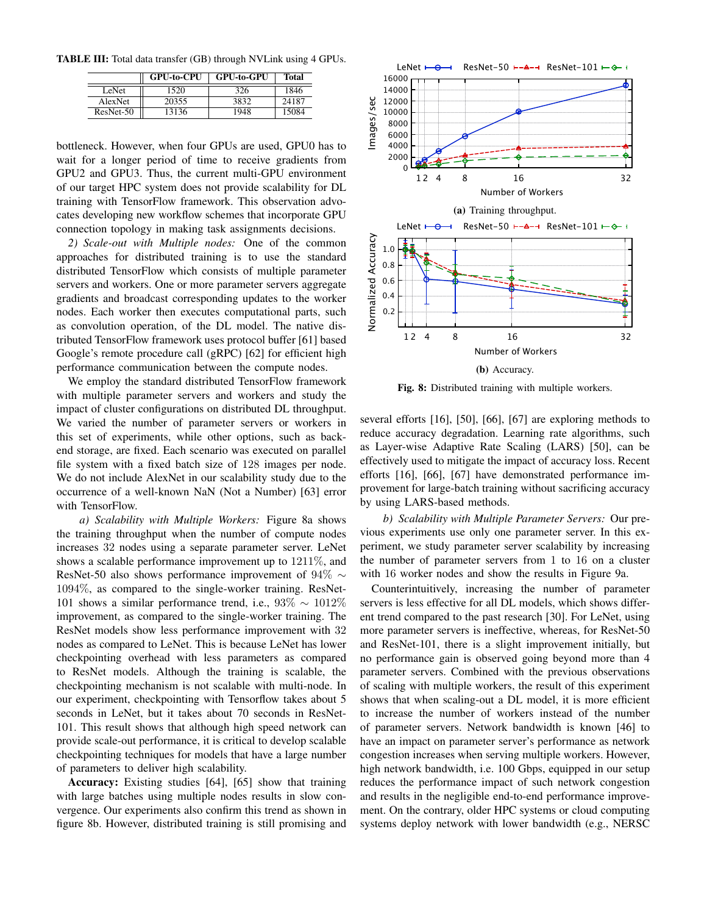**TABLE III:** Total data transfer (GB) through NVLink using 4 GPUs.

| | GPU-to-CPU | GPU-to-GPU | Total |
|---|---|---|---|
| LeNet | 1520 | 326 | 1846 |
| AlexNet | 20355 | 3832 | 24187 |
| ResNet-50 | 13136 | 1948 | 15084 |

bottleneck. However, when four GPUs are used, GPU0 has to wait for a longer period of time to receive gradients from GPU2 and GPU3. Thus, the current multi-GPU environment of our target HPC system does not provide scalability for DL training with TensorFlow framework. This observation advocates developing new workflow schemes that incorporate GPU connection topology in making task assignments decisions.

*2) Scale-out with Multiple nodes:* One of the common approaches for distributed training is to use the standard distributed TensorFlow which consists of multiple parameter servers and workers. One or more parameter servers aggregate gradients and broadcast corresponding updates to the worker nodes. Each worker then executes computational parts, such as convolution operation, of the DL model. The native distributed TensorFlow framework uses protocol buffer [61] based Google's remote procedure call (gRPC) [62] for efficient high performance communication between the compute nodes.

We employ the standard distributed TensorFlow framework with multiple parameter servers and workers and study the impact of cluster configurations on distributed DL throughput. We varied the number of parameter servers or workers in this set of experiments, while other options, such as backend storage, are fixed. Each scenario was executed on parallel file system with a fixed batch size of 128 images per node. We do not include AlexNet in our scalability study due to the occurrence of a well-known NaN (Not a Number) [63] error with TensorFlow.

*a) Scalability with Multiple Workers:* Figure 8a shows the training throughput when the number of compute nodes increases 32 nodes using a separate parameter server. LeNet shows a scalable performance improvement up to 1211%, and ResNet-50 also shows performance improvement of $94\% \sim 1094\%$, as compared to the single-worker training. ResNet-101 shows a similar performance trend, i.e., $93\% \sim 1012\%$ improvement, as compared to the single-worker training. The ResNet models show less performance improvement with 32 nodes as compared to LeNet. This is because LeNet has lower checkpointing overhead with less parameters as compared to ResNet models. Although the training is scalable, the checkpointing mechanism is not scalable with multi-node. In our experiment, checkpointing with Tensorflow takes about 5 seconds in LeNet, but it takes about 70 seconds in ResNet-101. This result shows that although high speed network can provide scale-out performance, it is critical to develop scalable checkpointing techniques for models that have a large number of parameters to deliver high scalability.

**Accuracy:** Existing studies [64], [65] show that training with large batches using multiple nodes results in slow convergence. Our experiments also confirm this trend as shown in figure 8b. However, distributed training is still promising and several efforts [16], [50], [66], [67] are exploring methods to reduce accuracy degradation. Learning rate algorithms, such as Layer-wise Adaptive Rate Scaling (LARS) [50], can be effectively used to mitigate the impact of accuracy loss. Recent efforts [16], [66], [67] have demonstrated performance improvement for large-batch training without sacrificing accuracy by using LARS-based methods.

(a) Training throughput.

(b) Accuracy.

**Fig. 8:** Distributed training with multiple workers.

*b) Scalability with Multiple Parameter Servers:* Our previous experiments use only one parameter server. In this experiment, we study parameter server scalability by increasing the number of parameter servers from 1 to 16 on a cluster with 16 worker nodes and show the results in Figure 9a.

Counterintuitively, increasing the number of parameter servers is less effective for all DL models, which shows different trend compared to the past research [30]. For LeNet, using more parameter servers is ineffective, whereas, for ResNet-50 and ResNet-101, there is a slight improvement initially, but no performance gain is observed going beyond more than 4 parameter servers. Combined with the previous observations of scaling with multiple workers, the result of this experiment shows that when scaling-out a DL model, it is more efficient to increase the number of workers instead of the number of parameter servers. Network bandwidth is known [46] to have an impact on parameter server's performance as network congestion increases when serving multiple workers. However, high network bandwidth, i.e. 100 Gbps, equipped in our setup reduces the performance impact of such network congestion and results in the negligible end-to-end performance improvement. On the contrary, older HPC systems or cloud computing systems deploy network with lower bandwidth (e.g., NERSC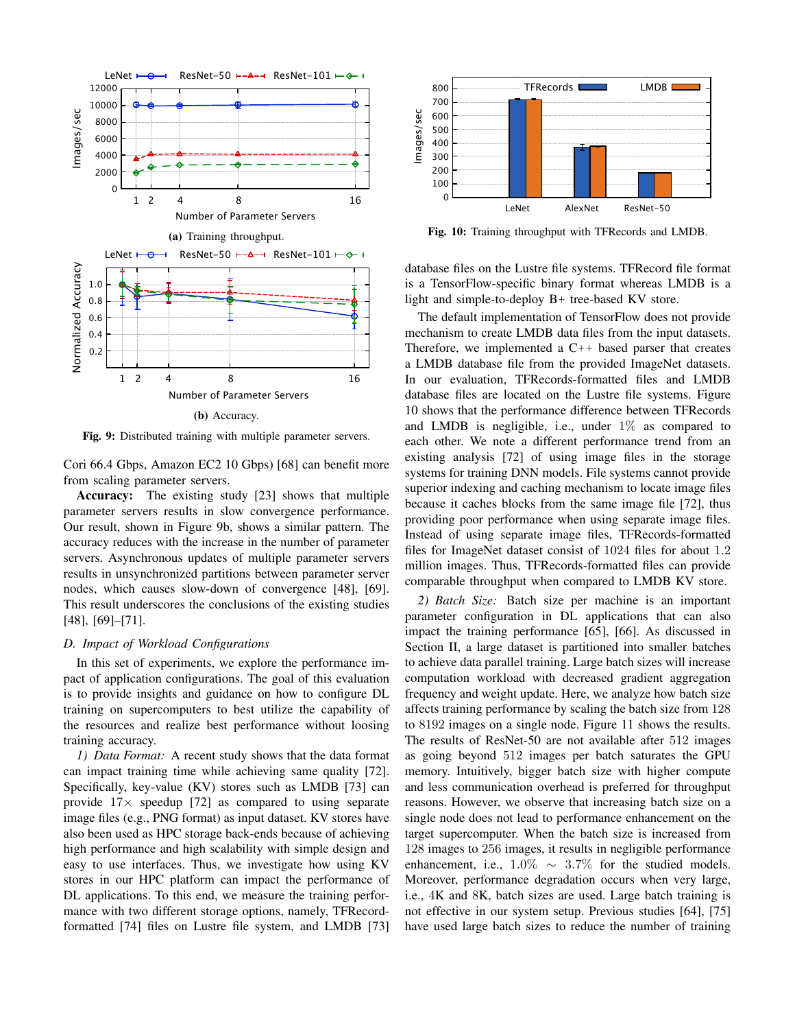Fig. 9: Distributed training with multiple parameter servers.

(a) Training throughput.

(b) Accuracy.

Cori 66.4 Gbps, Amazon EC2 10 Gbps) [68] can benefit more from scaling parameter servers.

**Accuracy:** The existing study [23] shows that multiple parameter servers results in slow convergence performance. Our result, shown in Figure 9b, shows a similar pattern. The accuracy reduces with the increase in the number of parameter servers. Asynchronous updates of multiple parameter servers results in unsynchronized partitions between parameter server nodes, which causes slow-down of convergence [48], [69]. This result underscores the conclusions of the existing studies [48], [69]–[71].

### D. Impact of Workload Configurations

In this set of experiments, we explore the performance impact of application configurations. The goal of this evaluation is to provide insights and guidance on how to configure DL training on supercomputers to best utilize the capability of the resources and realize best performance without loosing training accuracy.

*1) Data Format:* A recent study shows that the data format can impact training time while achieving same quality [72]. Specifically, key-value (KV) stores such as LMDB [73] can provide $17\times$ speedup [72] as compared to using separate image files (e.g., PNG format) as input dataset. KV stores have also been used as HPC storage back-ends because of achieving high performance and high scalability with simple design and easy to use interfaces. Thus, we investigate how using KV stores in our HPC platform can impact the performance of DL applications. To this end, we measure the training performance with two different storage options, namely, TFRecord-formatted [74] files on Lustre file system, and LMDB [73] database files on the Lustre file systems. TFRecord file format is a TensorFlow-specific binary format whereas LMDB is a light and simple-to-deploy B+ tree-based KV store.

Fig. 10: Training throughput with TFRecords and LMDB.

The default implementation of TensorFlow does not provide mechanism to create LMDB data files from the input datasets. Therefore, we implemented a C++ based parser that creates a LMDB database file from the provided ImageNet datasets. In our evaluation, TFRecords-formatted files and LMDB database files are located on the Lustre file systems. Figure 10 shows that the performance difference between TFRecords and LMDB is negligible, i.e., under $1\%$ as compared to each other. We note a different performance trend from an existing analysis [72] of using image files in the storage systems for training DNN models. File systems cannot provide superior indexing and caching mechanism to locate image files because it caches blocks from the same image file [72], thus providing poor performance when using separate image files. Instead of using separate image files, TFRecords-formatted files for ImageNet dataset consist of 1024 files for about 1.2 million images. Thus, TFRecords-formatted files can provide comparable throughput when compared to LMDB KV store.

*2) Batch Size:* Batch size per machine is an important parameter configuration in DL applications that can also impact the training performance [65], [66]. As discussed in Section II, a large dataset is partitioned into smaller batches to achieve data parallel training. Large batch sizes will increase computation workload with decreased gradient aggregation frequency and weight update. Here, we analyze how batch size affects training performance by scaling the batch size from 128 to 8192 images on a single node. Figure 11 shows the results. The results of ResNet-50 are not available after 512 images as going beyond 512 images per batch saturates the GPU memory. Intuitively, bigger batch size with higher compute and less communication overhead is preferred for throughput reasons. However, we observe that increasing batch size on a single node does not lead to performance enhancement on the target supercomputer. When the batch size is increased from 128 images to 256 images, it results in negligible performance enhancement, i.e., $1.0\% \sim 3.7\%$ for the studied models. Moreover, performance degradation occurs when very large, i.e., 4K and 8K, batch sizes are used. Large batch training is not effective in our system setup. Previous studies [64], [75] have used large batch sizes to reduce the number of training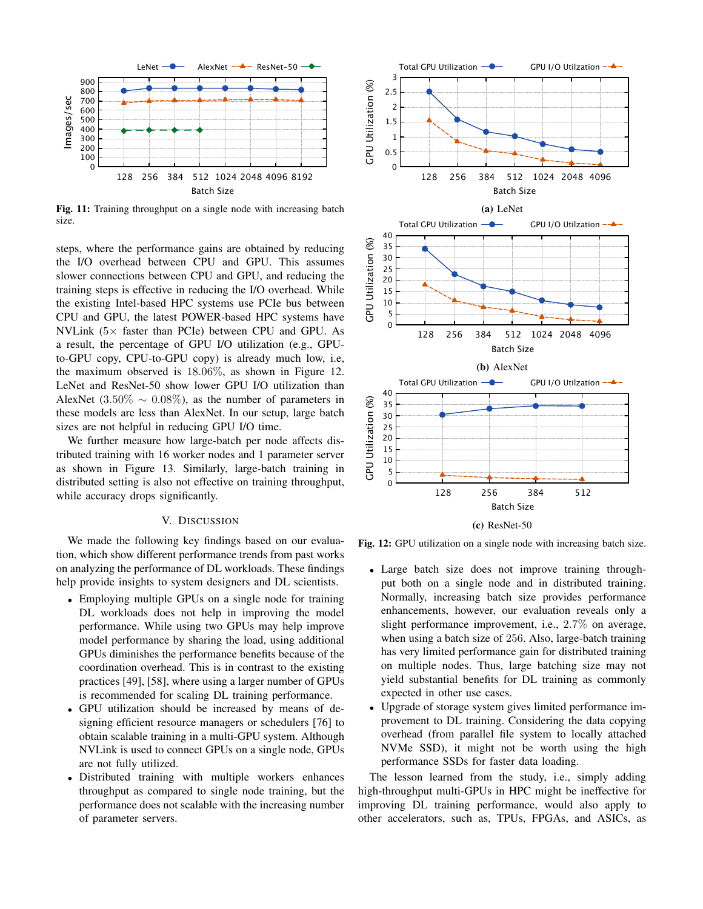Fig. 11: Training throughput on a single node with increasing batch size.

steps, where the performance gains are obtained by reducing the I/O overhead between CPU and GPU. This assumes slower connections between CPU and GPU, and reducing the training steps is effective in reducing the I/O overhead. While the existing Intel-based HPC systems use PCIe bus between CPU and GPU, the latest POWER-based HPC systems have NVLink (5× faster than PCIe) between CPU and GPU. As a result, the percentage of GPU I/O utilization (e.g., GPU-to-GPU copy, CPU-to-GPU copy) is already much low, i.e, the maximum observed is $18.06\%$, as shown in Figure 12. LeNet and ResNet-50 show lower GPU I/O utilization than AlexNet ($3.50\% \sim 0.08\%$), as the number of parameters in these models are less than AlexNet. In our setup, large batch sizes are not helpful in reducing GPU I/O time.

We further measure how large-batch per node affects distributed training with 16 worker nodes and 1 parameter server as shown in Figure 13. Similarly, large-batch training in distributed setting is also not effective on training throughput, while accuracy drops significantly.

## V. Discussion

We made the following key findings based on our evaluation, which show different performance trends from past works on analyzing the performance of DL workloads. These findings help provide insights to system designers and DL scientists.

- Employing multiple GPUs on a single node for training DL workloads does not help in improving the model performance. While using two GPUs may help improve model performance by sharing the load, using additional GPUs diminishes the performance benefits because of the coordination overhead. This is in contrast to the existing practices [49], [58], where using a larger number of GPUs is recommended for scaling DL training performance.
- GPU utilization should be increased by means of designing efficient resource managers or schedulers [76] to obtain scalable training in a multi-GPU system. Although NVLink is used to connect GPUs on a single node, GPUs are not fully utilized.
- Distributed training with multiple workers enhances throughput as compared to single node training, but the performance does not scalable with the increasing number of parameter servers.

(a) LeNet

(b) AlexNet

(c) ResNet-50

Fig. 12: GPU utilization on a single node with increasing batch size.

- Large batch size does not improve training throughput both on a single node and in distributed training. Normally, increasing batch size provides performance enhancements, however, our evaluation reveals only a slight performance improvement, i.e., $2.7\%$ on average, when using a batch size of $256$. Also, large-batch training has very limited performance gain for distributed training on multiple nodes. Thus, large batching size may not yield substantial benefits for DL training as commonly expected in other use cases.
- Upgrade of storage system gives limited performance improvement to DL training. Considering the data copying overhead (from parallel file system to locally attached NVMe SSD), it might not be worth using the high performance SSDs for faster data loading.

The lesson learned from the study, i.e., simply adding high-throughput multi-GPUs in HPC might be ineffective for improving DL training performance, would also apply to other accelerators, such as, TPUs, FPGAs, and ASICs, as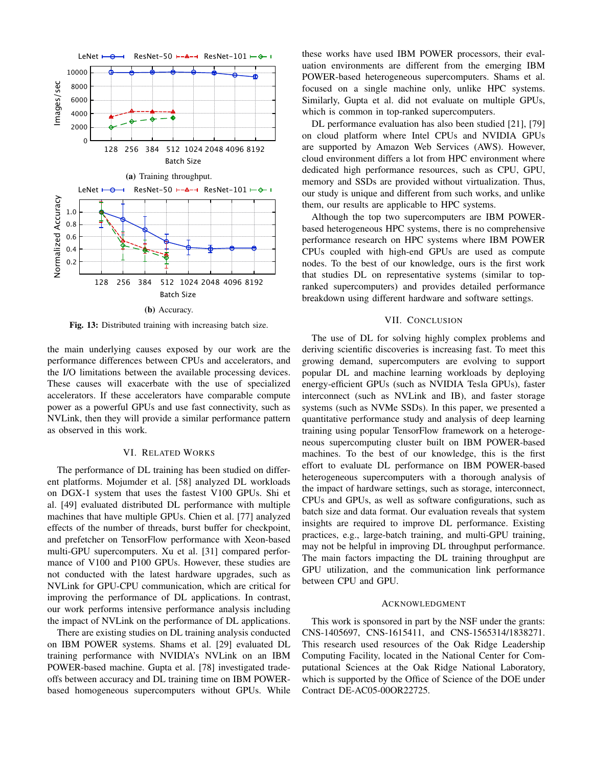LeNet ResNet-50 ResNet-101

Images/sec

10000
8000
6000
4000
2000
0

128 256 384 512 1024 2048 4096 8192

Batch Size

**(a)** Training throughput.

LeNet ResNet-50 ResNet-101

Normalized Accuracy

1.0
0.8
0.6
0.4
0.2

128 256 384 512 1024 2048 4096 8192

Batch Size

**(b)** Accuracy.

**Fig. 13:** Distributed training with increasing batch size.

the main underlying causes exposed by our work are the performance differences between CPUs and accelerators, and the I/O limitations between the available processing devices. These causes will exacerbate with the use of specialized accelerators. If these accelerators have comparable compute power as a powerful GPUs and use fast connectivity, such as NVLink, then they will provide a similar performance pattern as observed in this work.

## VI. Related Works

The performance of DL training has been studied on different platforms. Mojumder et al. [58] analyzed DL workloads on DGX-1 system that uses the fastest V100 GPUs. Shi et al. [49] evaluated distributed DL performance with multiple machines that have multiple GPUs. Chien et al. [77] analyzed effects of the number of threads, burst buffer for checkpoint, and prefetcher on TensorFlow performance with Xeon-based multi-GPU supercomputers. Xu et al. [31] compared performance of V100 and P100 GPUs. However, these studies are not conducted with the latest hardware upgrades, such as NVLink for GPU-CPU communication, which are critical for improving the performance of DL applications. In contrast, our work performs intensive performance analysis including the impact of NVLink on the performance of DL applications.

There are existing studies on DL training analysis conducted on IBM POWER systems. Shams et al. [29] evaluated DL training performance with NVIDIA's NVLink on an IBM POWER-based machine. Gupta et al. [78] investigated trade-offs between accuracy and DL training time on IBM POWER-based homogeneous supercomputers without GPUs. While these works have used IBM POWER processors, their evaluation environments are different from the emerging IBM POWER-based heterogeneous supercomputers. Shams et al. focused on a single machine only, unlike HPC systems. Similarly, Gupta et al. did not evaluate on multiple GPUs, which is common in top-ranked supercomputers.

DL performance evaluation has also been studied [21], [79] on cloud platform where Intel CPUs and NVIDIA GPUs are supported by Amazon Web Services (AWS). However, cloud environment differs a lot from HPC environment where dedicated high performance resources, such as CPU, GPU, memory and SSDs are provided without virtualization. Thus, our study is unique and different from such works, and unlike them, our results are applicable to HPC systems.

Although the top two supercomputers are IBM POWER-based heterogeneous HPC systems, there is no comprehensive performance research on HPC systems where IBM POWER CPUs coupled with high-end GPUs are used as compute nodes. To the best of our knowledge, ours is the first work that studies DL on representative systems (similar to top-ranked supercomputers) and provides detailed performance breakdown using different hardware and software settings.

## VII. Conclusion

The use of DL for solving highly complex problems and deriving scientific discoveries is increasing fast. To meet this growing demand, supercomputers are evolving to support popular DL and machine learning workloads by deploying energy-efficient GPUs (such as NVIDIA Tesla GPUs), faster interconnect (such as NVLink and IB), and faster storage systems (such as NVMe SSDs). In this paper, we presented a quantitative performance study and analysis of deep learning training using popular TensorFlow framework on a heterogeneous supercomputing cluster built on IBM POWER-based machines. To the best of our knowledge, this is the first effort to evaluate DL performance on IBM POWER-based heterogeneous supercomputers with a thorough analysis of the impact of hardware settings, such as storage, interconnect, CPUs and GPUs, as well as software configurations, such as batch size and data format. Our evaluation reveals that system insights are required to improve DL performance. Existing practices, e.g., large-batch training, and multi-GPU training, may not be helpful in improving DL throughput performance. The main factors impacting the DL training throughput are GPU utilization, and the communication link performance between CPU and GPU.

## Acknowledgment

This work is sponsored in part by the NSF under the grants: CNS-1405697, CNS-1615411, and CNS-1565314/1838271. This research used resources of the Oak Ridge Leadership Computing Facility, located in the National Center for Computational Sciences at the Oak Ridge National Laboratory, which is supported by the Office of Science of the DOE under Contract DE-AC05-00OR22725.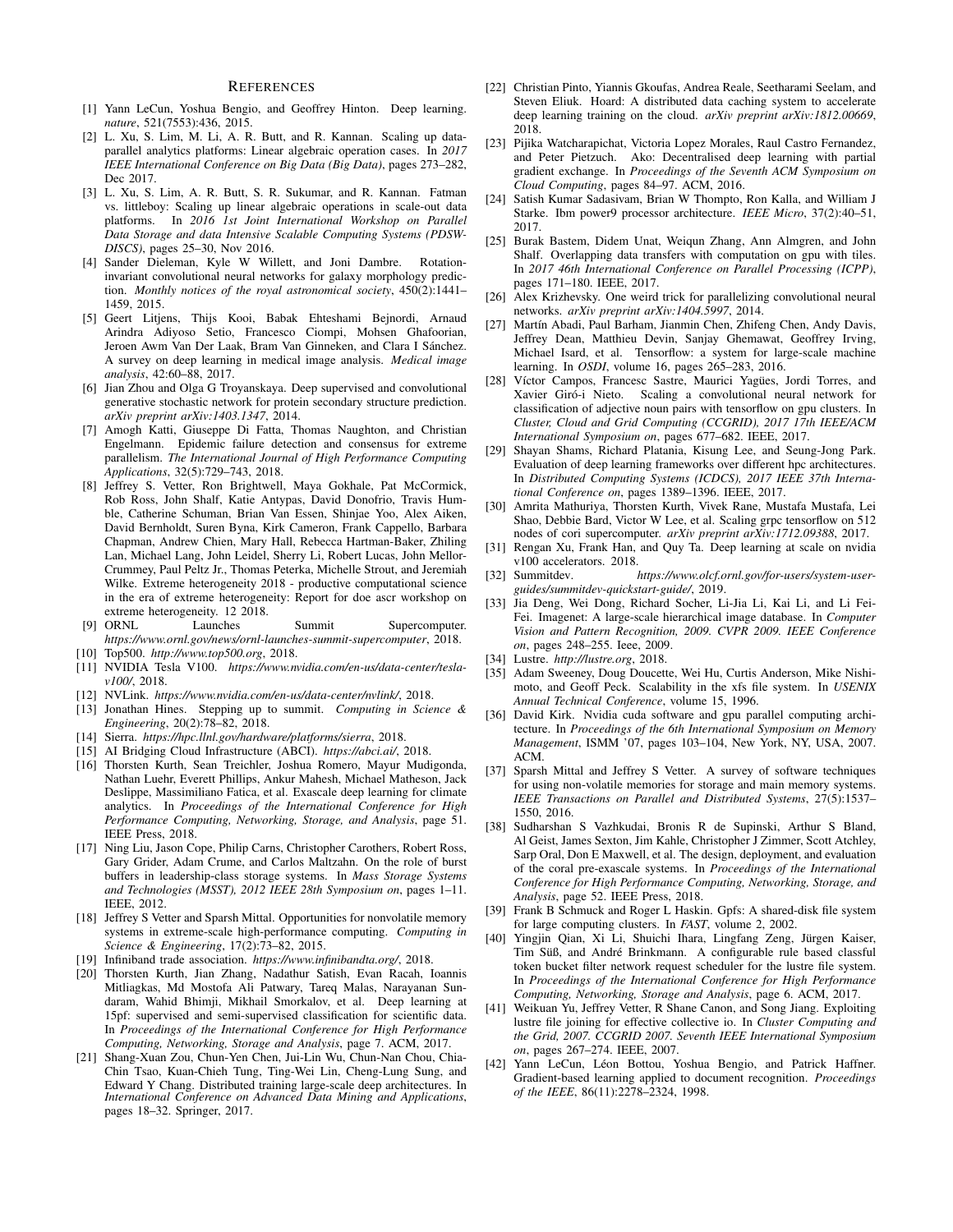## REFERENCES

[1] Yann LeCun, Yoshua Bengio, and Geoffrey Hinton. Deep learning. *nature*, 521(7553):436, 2015.

[2] L. Xu, S. Lim, M. Li, A. R. Butt, and R. Kannan. Scaling up data-parallel analytics platforms: Linear algebraic operation cases. In *2017 IEEE International Conference on Big Data (Big Data)*, pages 273–282, Dec 2017.

[3] L. Xu, S. Lim, A. R. Butt, S. R. Sukumar, and R. Kannan. Fatman vs. littleboy: Scaling up linear algebraic operations in scale-out data platforms. In *2016 1st Joint International Workshop on Parallel Data Storage and data Intensive Scalable Computing Systems (PDSW-DISCS)*, pages 25–30, Nov 2016.

[4] Sander Dieleman, Kyle W Willett, and Joni Dambre. Rotation-invariant convolutional neural networks for galaxy morphology prediction. *Monthly notices of the royal astronomical society*, 450(2):1441–1459, 2015.

[5] Geert Litjens, Thijs Kooi, Babak Ehteshami Bejnordi, Arnaud Arindra Adiyoso Setio, Francesco Ciompi, Mohsen Ghafoorian, Jeroen Awm Van Der Laak, Bram Van Ginneken, and Clara I Sánchez. A survey on deep learning in medical image analysis. *Medical image analysis*, 42:60–88, 2017.

[6] Jian Zhou and Olga G Troyanskaya. Deep supervised and convolutional generative stochastic network for protein secondary structure prediction. *arXiv preprint arXiv:1403.1347*, 2014.

[7] Amogh Katti, Giuseppe Di Fatta, Thomas Naughton, and Christian Engelmann. Epidemic failure detection and consensus for extreme parallelism. *The International Journal of High Performance Computing Applications*, 32(5):729–743, 2018.

[8] Jeffrey S. Vetter, Ron Brightwell, Maya Gokhale, Pat McCormick, Rob Ross, John Shalf, Katie Antypas, David Donofrio, Travis Humble, Catherine Schuman, Brian Van Essen, Shinjae Yoo, Alex Aiken, David Bernholdt, Suren Byna, Kirk Cameron, Frank Cappello, Barbara Chapman, Andrew Chien, Mary Hall, Rebecca Hartman-Baker, Zhiling Lan, Michael Lang, John Leidel, Sherry Li, Robert Lucas, John Mellor-Crummey, Paul Peltz Jr., Thomas Peterka, Michelle Strout, and Jeremiah Wilke. Extreme heterogeneity 2018 - productive computational science in the era of extreme heterogeneity: Report for doe ascr workshop on extreme heterogeneity. 12 2018.

[9] ORNL Launches Summit Supercomputer. *https://www.ornl.gov/news/ornl-launches-summit-supercomputer*, 2018.

[10] Top500. *http://www.top500.org*, 2018.

[11] NVIDIA Tesla V100. *https://www.nvidia.com/en-us/data-center/tesla-v100/*, 2018.

[12] NVLink. *https://www.nvidia.com/en-us/data-center/nvlink/*, 2018.

[13] Jonathan Hines. Stepping up to summit. *Computing in Science & Engineering*, 20(2):78–82, 2018.

[14] Sierra. *https://hpc.llnl.gov/hardware/platforms/sierra*, 2018.

[15] AI Bridging Cloud Infrastructure (ABCI). *https://abci.ai/*, 2018.

[16] Thorsten Kurth, Sean Treichler, Joshua Romero, Mayur Mudigonda, Nathan Luehr, Everett Phillips, Ankur Mahesh, Michael Matheson, Jack Deslippe, Massimiliano Fatica, et al. Exascale deep learning for climate analytics. In *Proceedings of the International Conference for High Performance Computing, Networking, Storage, and Analysis*, page 51. IEEE Press, 2018.

[17] Ning Liu, Jason Cope, Philip Carns, Christopher Carothers, Robert Ross, Gary Grider, Adam Crume, and Carlos Maltzahn. On the role of burst buffers in leadership-class storage systems. In *Mass Storage Systems and Technologies (MSST), 2012 IEEE 28th Symposium on*, pages 1–11. IEEE, 2012.

[18] Jeffrey S Vetter and Sparsh Mittal. Opportunities for nonvolatile memory systems in extreme-scale high-performance computing. *Computing in Science & Engineering*, 17(2):73–82, 2015.

[19] Infiniband trade association. *https://www.infinibandta.org/*, 2018.

[20] Thorsten Kurth, Jian Zhang, Nadathur Satish, Evan Racah, Ioannis Mitliagkas, Md Mostofa Ali Patwary, Tareq Malas, Narayanan Sundaram, Wahid Bhimji, Mikhail Smorkalov, et al. Deep learning at 15pf: supervised and semi-supervised classification for scientific data. In *Proceedings of the International Conference for High Performance Computing, Networking, Storage and Analysis*, page 7. ACM, 2017.

[21] Shang-Xuan Zou, Chun-Yen Chen, Jui-Lin Wu, Chun-Nan Chou, Chia-Chin Tsao, Kuan-Chieh Tung, Ting-Wei Lin, Cheng-Lung Sung, and Edward Y Chang. Distributed training large-scale deep architectures. In *International Conference on Advanced Data Mining and Applications*, pages 18–32. Springer, 2017.

[22] Christian Pinto, Yiannis Gkoufas, Andrea Reale, Seetharami Seelam, and Steven Eliuk. Hoard: A distributed data caching system to accelerate deep learning training on the cloud. *arXiv preprint arXiv:1812.00669*, 2018.

[23] Pijika Watcharapichat, Victoria Lopez Morales, Raul Castro Fernandez, and Peter Pietzuch. Ako: Decentralised deep learning with partial gradient exchange. In *Proceedings of the Seventh ACM Symposium on Cloud Computing*, pages 84–97. ACM, 2016.

[24] Satish Kumar Sadasivam, Brian W Thompto, Ron Kalla, and William J Starke. Ibm power9 processor architecture. *IEEE Micro*, 37(2):40–51, 2017.

[25] Burak Bastem, Didem Unat, Weiqun Zhang, Ann Almgren, and John Shalf. Overlapping data transfers with computation on gpu with tiles. In *2017 46th International Conference on Parallel Processing (ICPP)*, pages 171–180. IEEE, 2017.

[26] Alex Krizhevsky. One weird trick for parallelizing convolutional neural networks. *arXiv preprint arXiv:1404.5997*, 2014.

[27] Martín Abadi, Paul Barham, Jianmin Chen, Zhifeng Chen, Andy Davis, Jeffrey Dean, Matthieu Devin, Sanjay Ghemawat, Geoffrey Irving, Michael Isard, et al. Tensorflow: a system for large-scale machine learning. In *OSDI*, volume 16, pages 265–283, 2016.

[28] Víctor Campos, Francesc Sastre, Maurici Yagües, Jordi Torres, and Xavier Giró-i Nieto. Scaling a convolutional neural network for classification of adjective noun pairs with tensorflow on gpu clusters. In *Cluster, Cloud and Grid Computing (CCGRID), 2017 17th IEEE/ACM International Symposium on*, pages 677–682. IEEE, 2017.

[29] Shayan Shams, Richard Platania, Kisung Lee, and Seung-Jong Park. Evaluation of deep learning frameworks over different hpc architectures. In *Distributed Computing Systems (ICDCS), 2017 IEEE 37th International Conference on*, pages 1389–1396. IEEE, 2017.

[30] Amrita Mathuriya, Thorsten Kurth, Vivek Rane, Mustafa Mustafa, Lei Shao, Debbie Bard, Victor W Lee, et al. Scaling grpc tensorflow on 512 nodes of cori supercomputer. *arXiv preprint arXiv:1712.09388*, 2017.

[31] Rengan Xu, Frank Han, and Quy Ta. Deep learning at scale on nvidia v100 accelerators. 2018.

[32] Summitdev. *https://www.olcf.ornl.gov/for-users/system-user-guides/summitdev-quickstart-guide/*, 2019.

[33] Jia Deng, Wei Dong, Richard Socher, Li-Jia Li, Kai Li, and Li Fei-Fei. Imagenet: A large-scale hierarchical image database. In *Computer Vision and Pattern Recognition, 2009. CVPR 2009. IEEE Conference on*, pages 248–255. Ieee, 2009.

[34] Lustre. *http://lustre.org*, 2018.

[35] Adam Sweeney, Doug Doucette, Wei Hu, Curtis Anderson, Mike Nishimoto, and Geoff Peck. Scalability in the xfs file system. In *USENIX Annual Technical Conference*, volume 15, 1996.

[36] David Kirk. Nvidia cuda software and gpu parallel computing architecture. In *Proceedings of the 6th International Symposium on Memory Management*, ISMM '07, pages 103–104, New York, NY, USA, 2007. ACM.

[37] Sparsh Mittal and Jeffrey S Vetter. A survey of software techniques for using non-volatile memories for storage and main memory systems. *IEEE Transactions on Parallel and Distributed Systems*, 27(5):1537–1550, 2016.

[38] Sudharshan S Vazhkudai, Bronis R de Supinski, Arthur S Bland, Al Geist, James Sexton, Jim Kahle, Christopher J Zimmer, Scott Atchley, Sarp Oral, Don E Maxwell, et al. The design, deployment, and evaluation of the coral pre-exascale systems. In *Proceedings of the International Conference for High Performance Computing, Networking, Storage, and Analysis*, page 52. IEEE Press, 2018.

[39] Frank B Schmuck and Roger L Haskin. Gpfs: A shared-disk file system for large computing clusters. In *FAST*, volume 2, 2002.

[40] Yingjin Qian, Xi Li, Shuichi Ihara, Lingfang Zeng, Jürgen Kaiser, Tim Süß, and André Brinkmann. A configurable rule based classful token bucket filter network request scheduler for the lustre file system. In *Proceedings of the International Conference for High Performance Computing, Networking, Storage and Analysis*, page 6. ACM, 2017.

[41] Weikuan Yu, Jeffrey Vetter, R Shane Canon, and Song Jiang. Exploiting lustre file joining for effective collective io. In *Cluster Computing and the Grid, 2007. CCGRID 2007. Seventh IEEE International Symposium on*, pages 267–274. IEEE, 2007.

[42] Yann LeCun, Léon Bottou, Yoshua Bengio, and Patrick Haffner. Gradient-based learning applied to document recognition. *Proceedings of the IEEE*, 86(11):2278–2324, 1998.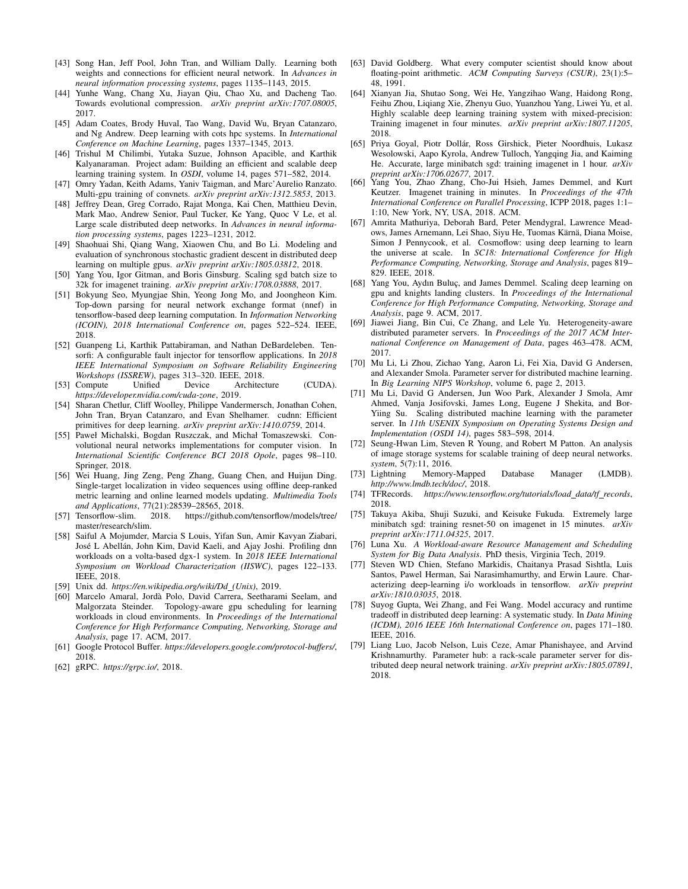[43] Song Han, Jeff Pool, John Tran, and William Dally. Learning both weights and connections for efficient neural network. In *Advances in neural information processing systems*, pages 1135–1143, 2015.

[44] Yunhe Wang, Chang Xu, Jiayan Qiu, Chao Xu, and Dacheng Tao. Towards evolutional compression. *arXiv preprint arXiv:1707.08005*, 2017.

[45] Adam Coates, Brody Huval, Tao Wang, David Wu, Bryan Catanzaro, and Ng Andrew. Deep learning with cots hpc systems. In *International Conference on Machine Learning*, pages 1337–1345, 2013.

[46] Trishul M Chilimbi, Yutaka Suzue, Johnson Apacible, and Karthik Kalyanaraman. Project adam: Building an efficient and scalable deep learning training system. In *OSDI*, volume 14, pages 571–582, 2014.

[47] Omry Yadan, Keith Adams, Yaniv Taigman, and Marc'Aurelio Ranzato. Multi-gpu training of convnets. *arXiv preprint arXiv:1312.5853*, 2013.

[48] Jeffrey Dean, Greg Corrado, Rajat Monga, Kai Chen, Matthieu Devin, Mark Mao, Andrew Senior, Paul Tucker, Ke Yang, Quoc V Le, et al. Large scale distributed deep networks. In *Advances in neural information processing systems*, pages 1223–1231, 2012.

[49] Shaohuai Shi, Qiang Wang, Xiaowen Chu, and Bo Li. Modeling and evaluation of synchronous stochastic gradient descent in distributed deep learning on multiple gpus. *arXiv preprint arXiv:1805.03812*, 2018.

[50] Yang You, Igor Gitman, and Boris Ginsburg. Scaling sgd batch size to 32k for imagenet training. *arXiv preprint arXiv:1708.03888*, 2017.

[51] Bokyung Seo, Myungjae Shin, Yeong Jong Mo, and Joongheon Kim. Top-down parsing for neural network exchange format (nnef) in tensorflow-based deep learning computation. In *Information Networking (ICOIN), 2018 International Conference on*, pages 522–524. IEEE, 2018.

[52] Guanpeng Li, Karthik Pattabiraman, and Nathan DeBardeleben. Tensorfi: A configurable fault injector for tensorflow applications. In *2018 IEEE International Symposium on Software Reliability Engineering Workshops (ISSREW)*, pages 313–320. IEEE, 2018.

[53] Compute Unified Device Architecture (CUDA). *https://developer.nvidia.com/cuda-zone*, 2019.

[54] Sharan Chetlur, Cliff Woolley, Philippe Vandermersch, Jonathan Cohen, John Tran, Bryan Catanzaro, and Evan Shelhamer. cudnn: Efficient primitives for deep learning. *arXiv preprint arXiv:1410.0759*, 2014.

[55] Paweł Michalski, Bogdan Ruszczak, and Michał Tomaszewski. Convolutional neural networks implementations for computer vision. In *International Scientific Conference BCI 2018 Opole*, pages 98–110. Springer, 2018.

[56] Wei Huang, Jing Zeng, Peng Zhang, Guang Chen, and Huijun Ding. Single-target localization in video sequences using offline deep-ranked metric learning and online learned models updating. *Multimedia Tools and Applications*, 77(21):28539–28565, 2018.

[57] Tensorflow-slim. 2018. https://github.com/tensorflow/models/tree/master/research/slim.

[58] Saiful A Mojumder, Marcia S Louis, Yifan Sun, Amir Kavyan Ziabari, José L Abellán, John Kim, David Kaeli, and Ajay Joshi. Profiling dnn workloads on a volta-based dgx-1 system. In *2018 IEEE International Symposium on Workload Characterization (IISWC)*, pages 122–133. IEEE, 2018.

[59] Unix dd. *https://en.wikipedia.org/wiki/Dd_(Unix)*, 2019.

[60] Marcelo Amaral, Jordà Polo, David Carrera, Seetharami Seelam, and Malgorzata Steinder. Topology-aware gpu scheduling for learning workloads in cloud environments. In *Proceedings of the International Conference for High Performance Computing, Networking, Storage and Analysis*, page 17. ACM, 2017.

[61] Google Protocol Buffer. *https://developers.google.com/protocol-buffers/*, 2018.

[62] gRPC. *https://grpc.io/*, 2018.

[63] David Goldberg. What every computer scientist should know about floating-point arithmetic. *ACM Computing Surveys (CSUR)*, 23(1):5–48, 1991.

[64] Xianyan Jia, Shutao Song, Wei He, Yangzihao Wang, Haidong Rong, Feihu Zhou, Liqiang Xie, Zhenyu Guo, Yuanzhou Yang, Liwei Yu, et al. Highly scalable deep learning training system with mixed-precision: Training imagenet in four minutes. *arXiv preprint arXiv:1807.11205*, 2018.

[65] Priya Goyal, Piotr Dollár, Ross Girshick, Pieter Noordhuis, Lukasz Wesolowski, Aapo Kyrola, Andrew Tulloch, Yangqing Jia, and Kaiming He. Accurate, large minibatch sgd: training imagenet in 1 hour. *arXiv preprint arXiv:1706.02677*, 2017.

[66] Yang You, Zhao Zhang, Cho-Jui Hsieh, James Demmel, and Kurt Keutzer. Imagenet training in minutes. In *Proceedings of the 47th International Conference on Parallel Processing*, ICPP 2018, pages 1:1–1:10, New York, NY, USA, 2018. ACM.

[67] Amrita Mathuriya, Deborah Bard, Peter Mendygral, Lawrence Meadows, James Arnemann, Lei Shao, Siyu He, Tuomas Kärnä, Diana Moise, Simon J Pennycook, et al. Cosmoflow: using deep learning to learn the universe at scale. In *SC18: International Conference for High Performance Computing, Networking, Storage and Analysis*, pages 819–829. IEEE, 2018.

[68] Yang You, Aydın Buluç, and James Demmel. Scaling deep learning on gpu and knights landing clusters. In *Proceedings of the International Conference for High Performance Computing, Networking, Storage and Analysis*, page 9. ACM, 2017.

[69] Jiawei Jiang, Bin Cui, Ce Zhang, and Lele Yu. Heterogeneity-aware distributed parameter servers. In *Proceedings of the 2017 ACM International Conference on Management of Data*, pages 463–478. ACM, 2017.

[70] Mu Li, Li Zhou, Zichao Yang, Aaron Li, Fei Xia, David G Andersen, and Alexander Smola. Parameter server for distributed machine learning. In *Big Learning NIPS Workshop*, volume 6, page 2, 2013.

[71] Mu Li, David G Andersen, Jun Woo Park, Alexander J Smola, Amr Ahmed, Vanja Josifovski, James Long, Eugene J Shekita, and Bor-Yiing Su. Scaling distributed machine learning with the parameter server. In *11th USENIX Symposium on Operating Systems Design and Implementation (OSDI 14)*, pages 583–598, 2014.

[72] Seung-Hwan Lim, Steven R Young, and Robert M Patton. An analysis of image storage systems for scalable training of deep neural networks. *system*, 5(7):11, 2016.

[73] Lightning Memory-Mapped Database Manager (LMDB). *http://www.lmdb.tech/doc/*, 2018.

[74] TFRecords. *https://www.tensorflow.org/tutorials/load_data/tf_records*, 2018.

[75] Takuya Akiba, Shuji Suzuki, and Keisuke Fukuda. Extremely large minibatch sgd: training resnet-50 on imagenet in 15 minutes. *arXiv preprint arXiv:1711.04325*, 2017.

[76] Luna Xu. *A Workload-aware Resource Management and Scheduling System for Big Data Analysis*. PhD thesis, Virginia Tech, 2019.

[77] Steven WD Chien, Stefano Markidis, Chaitanya Prasad Sishtla, Luis Santos, Pawel Herman, Sai Narasimhamurthy, and Erwin Laure. Characterizing deep-learning i/o workloads in tensorflow. *arXiv preprint arXiv:1810.03035*, 2018.

[78] Suyog Gupta, Wei Zhang, and Fei Wang. Model accuracy and runtime tradeoff in distributed deep learning: A systematic study. In *Data Mining (ICDM), 2016 IEEE 16th International Conference on*, pages 171–180. IEEE, 2016.

[79] Liang Luo, Jacob Nelson, Luis Ceze, Amar Phanishayee, and Arvind Krishnamurthy. Parameter hub: a rack-scale parameter server for distributed deep neural network training. *arXiv preprint arXiv:1805.07891*, 2018.